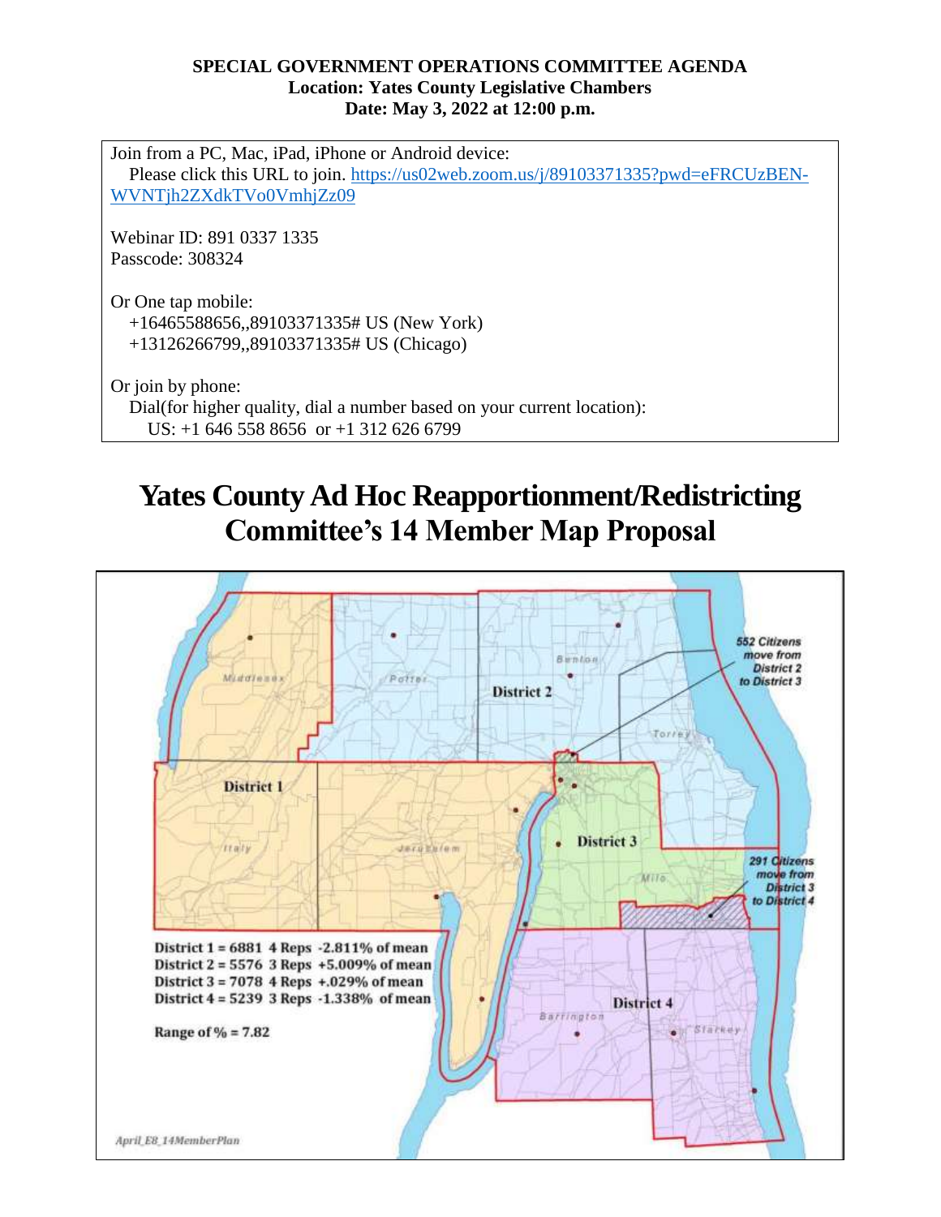**SPECIAL GOVERNMENT OPERATIONS COMMITTEE AGENDA**
**Location: Yates County Legislative Chambers**
**Date: May 3, 2022 at 12:00 p.m.**

Join from a PC, Mac, iPad, iPhone or Android device:
Please click this URL to join. https://us02web.zoom.us/j/89103371335?pwd=eFRCUzBEN-WVNTjh2ZXdkTVo0VmhjZz09

Webinar ID: 891 0337 1335
Passcode: 308324

Or One tap mobile:
+16465588656,,89103371335# US (New York)
+13126266799,,89103371335# US (Chicago)

Or join by phone:
Dial(for higher quality, dial a number based on your current location):
US: +1 646 558 8656 or +1 312 626 6799

# Yates County Ad Hoc Reapportionment/Redistricting Committee's 14 Member Map Proposal

Middlesex, Potter, Benton, Torrey, Italy, Jerusalem, Milo, Barrington, Starkey

District 1, District 2, District 3, District 4

552 Citizens move from District 2 to District 3

291 Citizens move from District 3 to District 4

**District 1 = 6881 4 Reps -2.811% of mean**
**District 2 = 5576 3 Reps +5.009% of mean**
**District 3 = 7078 4 Reps +.029% of mean**
**District 4 = 5239 3 Reps -1.338% of mean**

**Range of % = 7.82**

*April_E8_14MemberPlan*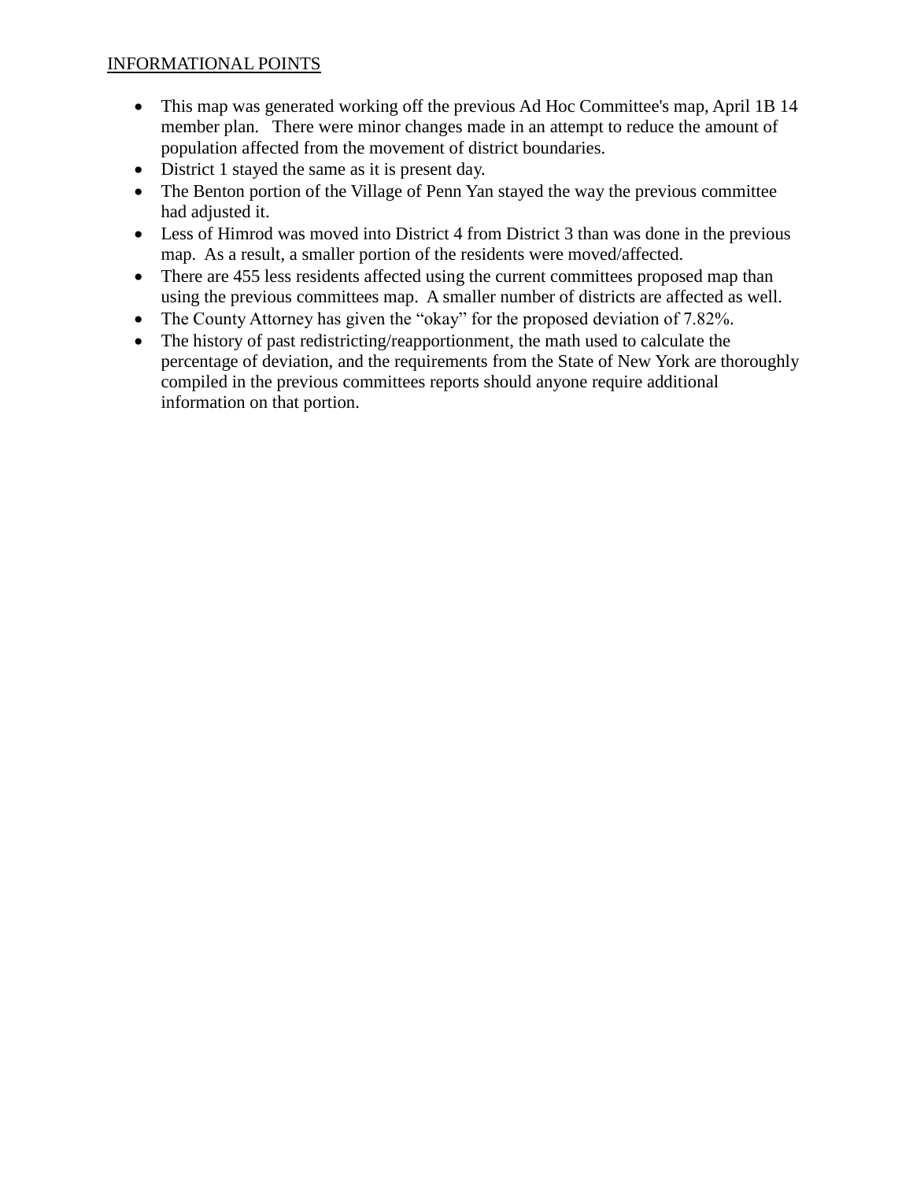INFORMATIONAL POINTS

- This map was generated working off the previous Ad Hoc Committee's map, April 1B 14 member plan. There were minor changes made in an attempt to reduce the amount of population affected from the movement of district boundaries.
- District 1 stayed the same as it is present day.
- The Benton portion of the Village of Penn Yan stayed the way the previous committee had adjusted it.
- Less of Himrod was moved into District 4 from District 3 than was done in the previous map. As a result, a smaller portion of the residents were moved/affected.
- There are 455 less residents affected using the current committees proposed map than using the previous committees map. A smaller number of districts are affected as well.
- The County Attorney has given the “okay” for the proposed deviation of 7.82%.
- The history of past redistricting/reapportionment, the math used to calculate the percentage of deviation, and the requirements from the State of New York are thoroughly compiled in the previous committees reports should anyone require additional information on that portion.